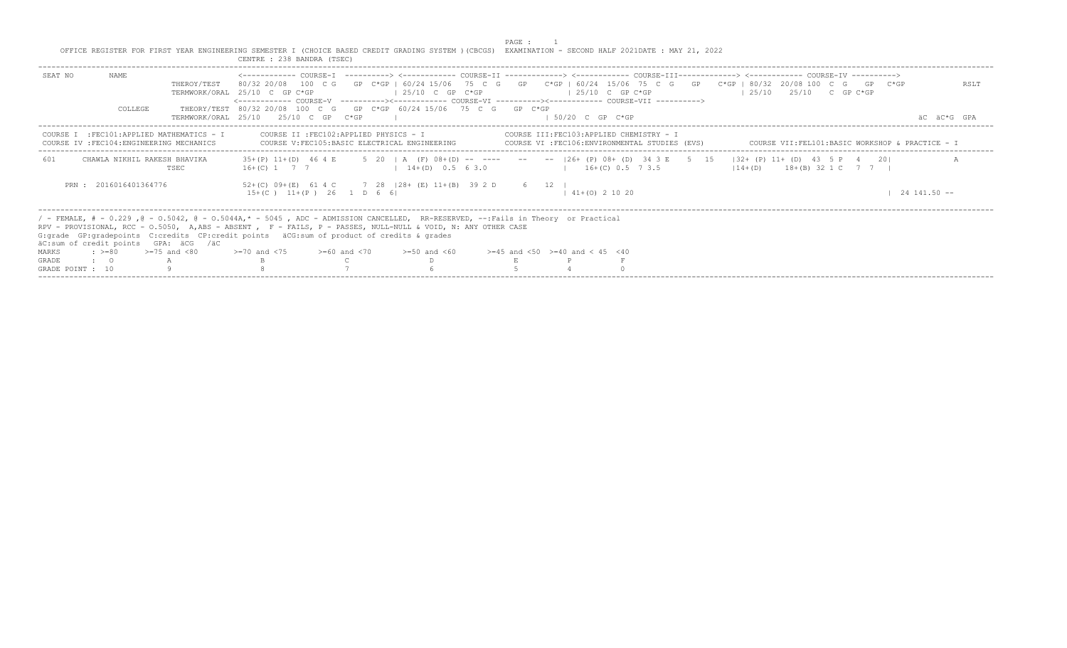OFFICE REGISTER FOR FIRST YEAR ENGINEERING SEMESTER I (CHOICE BASED CREDIT GRADING SYSTEM )(CBCGS) EXAMINATION - SECOND HALF 2021DATE : MAY 21, 2022

CENTRE : 238 BANDRA (TSEC)

```
SEAT NO       NAME                         <------------ COURSE-I  ----------> <------------ COURSE-II -------------> <------------ COURSE-III-------------> <------------ COURSE-IV ---------->
                          THEROY/TEST     80/32 20/08   100  C G    GP  C*GP | 60/24 15/06   75  C  G    GP    C*GP | 60/24  15/06  75  C  G    GP    C*GP | 80/32  20/08 100  C  G    GP   C*GP            RSLT
                          TERMWORK/ORAL  25/10  C  GP C*GP                  | 25/10  C  GP  C*GP                  | 25/10  C  GP C*GP                  | 25/10    25/10    C  GP C*GP
                                          <------------ COURSE-V  ----------><------------ COURSE-VI ----------><------------ COURSE-VII ---------->
              COLLEGE     THEORY/TEST   80/32 20/08   100  C  G    GP  C*GP  60/24 15/06   75  C  G    GP  C*GP
                          TERMWORK/ORAL 25/10    25/10  C  GP   C*GP      |                                     | 50/20  C  GP  C*GP                                                                      äC  äC*G  GPA

COURSE I  :FEC101:APPLIED MATHEMATICS - I        COURSE II :FEC102:APPLIED PHYSICS - I                  COURSE III:FEC103:APPLIED CHEMISTRY - I
COURSE IV :FEC104:ENGINEERING MECHANICS          COURSE V:FEC105:BASIC ELECTRICAL ENGINEERING           COURSE VI :FEC106:ENVIRONMENTAL STUDIES (EVS)        COURSE VII:FEL101:BASIC WORKSHOP & PRACTICE - I

 601      CHAWLA NIKHIL RAKESH BHAVIKA      35+(P) 11+(D)  46 4 E      5  20  | A  (F) 08+(D) --  ----    --    --  |26+ (P) 08+ (D)  34 3 E    5  15   |32+ (P) 11+ (D)  43  5 P   4   20|              A
                                TSEC        16+(C) 1   7  7                   |  14+(D)  0.5  6 3.0                  |    16+(C) 0.5  7 3.5                 |14+(D)     18+(B) 32 1 C   7  7  |

      PRN : 2016016401364776                 52+(C) 09+(E)  61 4 C      7  28  |28+ (E) 11+(B)  39 2 D      6   12  |
                                              15+(C )  11+(P )  26   1  D  6  6|                                      | 41+(O) 2 10 20                                                                   |  24 141.50 --
```

/ - FEMALE, # - 0.229 ,@ - O.5042, @ - O.5044A,* - 5045 , ADC - ADMISSION CANCELLED, RR-RESERVED, --:Fails in Theory or Practical
RPV - PROVISIONAL, RCC - O.5050, A,ABS - ABSENT , F - FAILS, P - PASSES, NULL-NULL & VOID, N: ANY OTHER CASE
G:grade GP:gradepoints C:credits CP:credit points äCG:sum of product of credits & grades
äC:sum of credit points GPA: äCG /äC

| MARKS | : >=80 | >=75 and <80 | >=70 and <75 | >=60 and <70 | >=50 and <60 | >=45 and <50 | >=40 and < 45 | <40 |
|---|---|---|---|---|---|---|---|---|
| GRADE | : O | A | B | C | D | E | P | F |
| GRADE POINT | : 10 | 9 | 8 | 7 | 6 | 5 | 4 | 0 |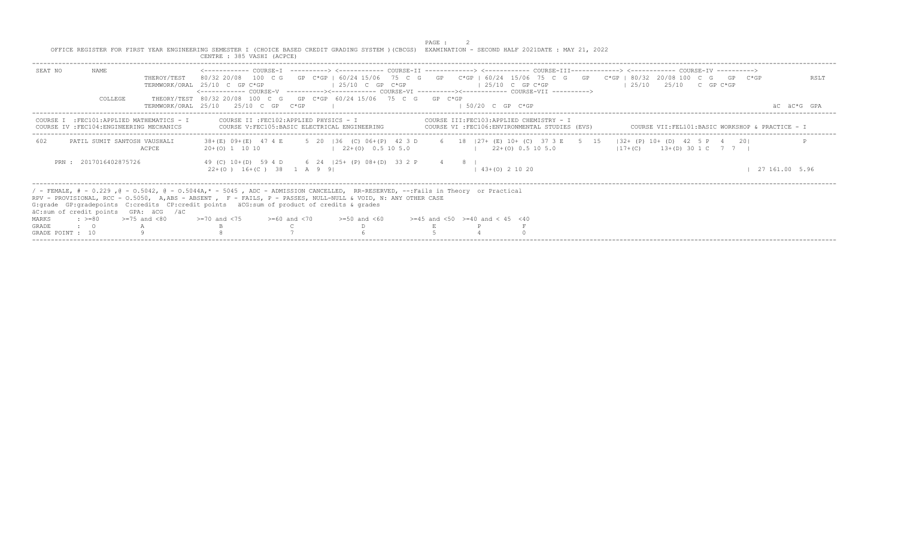OFFICE REGISTER FOR FIRST YEAR ENGINEERING SEMESTER I (CHOICE BASED CREDIT GRADING SYSTEM )(CBCGS) EXAMINATION - SECOND HALF 2021DATE : MAY 21, 2022

CENTRE : 385 VASHI (ACPCE)

```
SEAT NO     NAME                      <------------ COURSE-I  ----------> <------------ COURSE-II -------------> <------------ COURSE-III------------> <------------ COURSE-IV ---------->
                      THEROY/TEST    80/32 20/08  100  C G    GP  C*GP | 60/24 15/06   75  C  G    GP    C*GP | 60/24  15/06  75  C  G    GP    C*GP | 80/32  20/08 100  C  G    GP   C*GP             RSLT
                      TERMWORK/ORAL  25/10  C  GP C*GP                  | 25/10  C  GP  C*GP                   | 25/10  C  GP C*GP                    | 25/10    25/10    C  GP C*GP
                                     <------------ COURSE-V  ----------><------------ COURSE-VI ----------><------------ COURSE-VII ---------->
            COLLEGE   THEORY/TEST  80/32 20/08  100  C  G    GP  C*GP  60/24 15/06   75  C  G    GP  C*GP
                      TERMWORK/ORAL  25/10    25/10  C  GP   C*GP      |                                    | 50/20  C  GP  C*GP                                                                    äC  äC*G  GPA
```

```
COURSE I  :FEC101:APPLIED MATHEMATICS - I        COURSE II :FEC102:APPLIED PHYSICS - I              COURSE III:FEC103:APPLIED CHEMISTRY - I
COURSE IV :FEC104:ENGINEERING MECHANICS          COURSE V:FEC105:BASIC ELECTRICAL ENGINEERING       COURSE VI :FEC106:ENVIRONMENTAL STUDIES (EVS)        COURSE VII:FEL101:BASIC WORKSHOP & PRACTICE - I
```

```
 602      PATIL SUMIT SANTOSH VAUSHALI       38+(E) 09+(E)  47 4 E      5  20  |36  (C) 06+(P)  42 3 D      6   18  |27+ (E) 10+ (C)  37 3 E    5  15    |32+ (P) 10+ (D)  42  5 P   4    20|              F
                               ACPCE         20+(O) 1  10 10                    |  22+(O)  0.5 10 5.0               |    22+(O) 0.5 10 5.0                  |17+(C)      13+(D) 30 1 C   7  7   |

     PRN : 2017016402875726                  49 (C) 10+(D)  59 4 D      6  24  |25+ (P) 08+(D)  33 2 P      4     8  |
                                              22+(O )  16+(C )  38   1  A  9  9|                                      | 43+(O) 2 10 20                                                          | 27 161.00  5.96
```

/ - FEMALE, # - 0.229 ,@ - O.5042, @ - O.5044A,* - 5045 , ADC - ADMISSION CANCELLED, RR-RESERVED, --:Fails in Theory or Practical
RPV - PROVISIONAL, RCC - O.5050, A,ABS - ABSENT , F - FAILS, P - PASSES, NULL-NULL & VOID, N: ANY OTHER CASE
G:grade GP:gradepoints C:credits CP:credit points äCG:sum of product of credits & grades
äC:sum of credit points GPA: äCG /äC

| MARKS | : >=80 | >=75 and <80 | >=70 and <75 | >=60 and <70 | >=50 and <60 | >=45 and <50 | >=40 and < 45 | <40 |
|---|---|---|---|---|---|---|---|---|
| GRADE | : O | A | B | C | D | E | P | F |
| GRADE POINT | : 10 | 9 | 8 | 7 | 6 | 5 | 4 | 0 |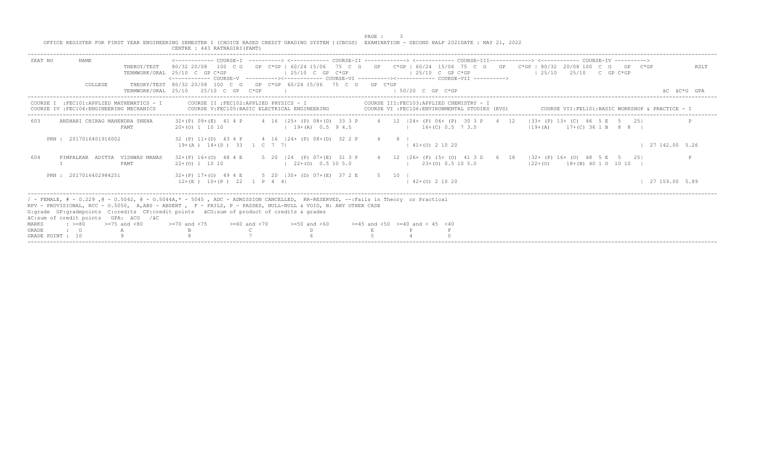OFFICE REGISTER FOR FIRST YEAR ENGINEERING SEMESTER I (CHOICE BASED CREDIT GRADING SYSTEM )(CBCGS) EXAMINATION - SECOND HALF 2021DATE : MAY 21, 2022

CENTRE : 443 RATNAGIRI(FAMT)

```
SEAT NO      NAME                      <------------ COURSE-I  ----------> <------------ COURSE-II -------------> <------------ COURSE-III-------------> <------------ COURSE-IV ---------->
                        THEROY/TEST    80/32 20/08  100  C G    GP  C*GP | 60/24 15/06  75  C  G    GP    C*GP | 60/24  15/06  75  C  G    GP    C*GP | 80/32  20/08 100  C  G    GP   C*GP           RSLT
                        TERMWORK/ORAL  25/10  C  GP C*GP                 | 25/10  C  GP  C*GP                   | 25/10  C  GP C*GP                    | 25/10    25/10    C  GP C*GP
                                       <------------ COURSE-V  ----------><------------ COURSE-VI ----------><------------ COURSE-VII ---------->
             COLLEGE       THEORY/TEST 80/32 20/08  100  C  G    GP  C*GP  60/24 15/06  75  C  G    GP  C*GP
                        TERMWORK/ORAL  25/10    25/10  C  GP   C*GP      |                                   | 50/20  C  GP  C*GP                                                           äC  äC*G  GPA

COURSE I  :FEC101:APPLIED MATHEMATICS - I        COURSE II :FEC102:APPLIED PHYSICS - I                  COURSE III:FEC103:APPLIED CHEMISTRY - I
COURSE IV :FEC104:ENGINEERING MECHANICS          COURSE V:FEC105:BASIC ELECTRICAL ENGINEERING           COURSE VI :FEC106:ENVIRONMENTAL STUDIES (EVS)        COURSE VII:FEL101:BASIC WORKSHOP & PRACTICE - I

603     ANDHARI CHIRAG MAHENDRA SNEHA     32+(P) 09+(E)  41 4 P      4  16  |25+ (P) 08+(D)  33 3 P     4   12  |24+ (P) 06+ (P)  30 3 P    4  12    |33+ (P) 13+ (C)  46  5 E   5   25|              P
                              FAMT        20+(O) 1  10 10                   | 19+(A)  0.5  9 4.5                |   16+(C) 0.5  7 3.5                 |19+(A)     17+(C) 36 1 B   8  8  |

     PRN : 2017016401916002               32 (P) 11+(D)  43 4 P      4  16  |24+ (P) 08+(D)  32 2 P     4    8  |
                                           19+(A )  14+(D )  33   1  C  7  7|                                     | 41+(O) 2 10 20                                                          | 27 142.00  5.26

604     PIMPALKAR  ADITYA  VISHWAS MANAS  32+(P) 16+(O)  48 4 E      5  20  |24  (P) 07+(E)  31 3 P     4   12  |26+ (P) 15+ (O)  41 3 D    6  18    |32+ (P) 16+ (O)  48  5 E   5   25|              P
        I                     FAMT        22+(O) 1  10 10                   | 22+(O)  0.5 10 5.0                |   23+(O) 0.5 10 5.0                 |22+(O)     18+(B) 40 1 O  10 10  |

     PRN : 2017016402984251               32+(P) 17+(O)  49 4 E      5  20  |30+ (D) 07+(E)  37 2 E     5   10  |
                                           12+(E )  10+(P )  22   1  P  4  4|                                     | 42+(O) 2 10 20                                                          | 27 159.00  5.89
```

/ - FEMALE, # - 0.229 ,@ - O.5042, @ - O.5044A,* - 5045 , ADC - ADMISSION CANCELLED, RR-RESERVED, --:Fails in Theory or Practical
RPV - PROVISIONAL, RCC - O.5050, A,ABS - ABSENT , F - FAILS, P - PASSES, NULL-NULL & VOID, N: ANY OTHER CASE
G:grade GP:gradepoints C:credits CP:credit points äCG:sum of product of credits & grades
äC:sum of credit points GPA: äCG /äC

| MARKS | : >=80 | >=75 and <80 | >=70 and <75 | >=60 and <70 | >=50 and <60 | >=45 and <50 | >=40 and < 45 | <40 |
|---|---|---|---|---|---|---|---|---|
| GRADE | : O | A | B | C | D | E | P | F |
| GRADE POINT | : 10 | 9 | 8 | 7 | 6 | 5 | 4 | 0 |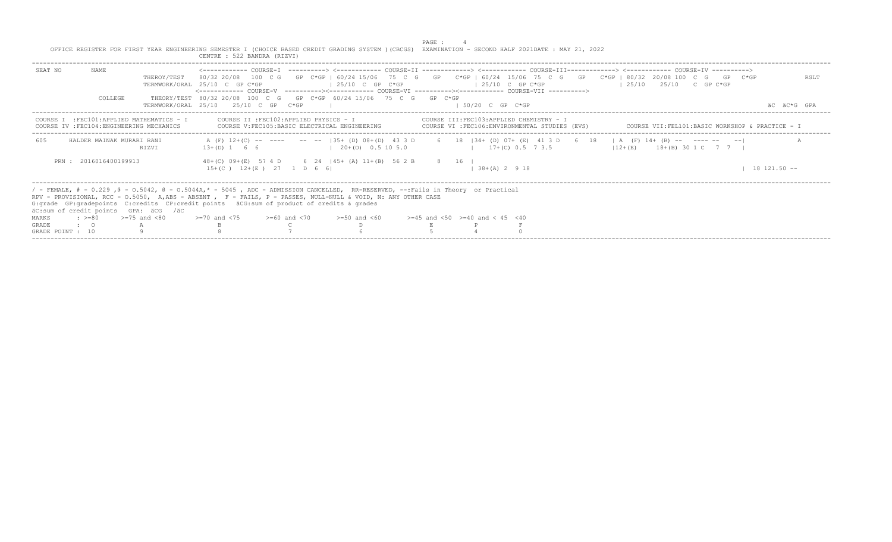OFFICE REGISTER FOR FIRST YEAR ENGINEERING SEMESTER I (CHOICE BASED CREDIT GRADING SYSTEM )(CBCGS) EXAMINATION - SECOND HALF 2021DATE : MAY 21, 2022

CENTRE : 522 BANDRA (RIZVI)

```
SEAT NO       NAME                   <------------ COURSE-I  ----------> <------------ COURSE-II -------------> <------------ COURSE-III-------------> <------------ COURSE-IV ---------->
                      THEROY/TEST    80/32 20/08  100  C G    GP  C*GP | 60/24 15/06  75  C  G    GP    C*GP | 60/24  15/06  75  C  G    GP    C*GP | 80/32  20/08 100  C  G    GP   C*GP              RSLT
                      TERMWORK/ORAL  25/10  C  GP C*GP                 | 25/10  C  GP  C*GP                  | 25/10  C  GP C*GP                     | 25/10    25/10    C  GP C*GP
                                     <------------ COURSE-V  ----------><------------ COURSE-VI ----------><------------ COURSE-VII ---------->
              COLLEGE   THEORY/TEST  80/32 20/08  100  C  G    GP  C*GP  60/24 15/06   75  C  G    GP  C*GP
                        TERMWORK/ORAL 25/10    25/10  C  GP   C*GP      |                                     | 50/20  C  GP  C*GP                                                         äC  äC*G  GPA

COURSE I  :FEC101:APPLIED MATHEMATICS - I        COURSE II :FEC102:APPLIED PHYSICS - I                COURSE III:FEC103:APPLIED CHEMISTRY - I
COURSE IV :FEC104:ENGINEERING MECHANICS          COURSE V:FEC105:BASIC ELECTRICAL ENGINEERING         COURSE VI :FEC106:ENVIRONMENTAL STUDIES (EVS)        COURSE VII:FEL101:BASIC WORKSHOP & PRACTICE - I

605      HALDER MAINAK MURARI RANI         A (F) 12+(C) --  ----    -- --  |35+ (D) 08+(D)  43 3 D     6   18  |34+ (D) 07+ (E)  41 3 D    6  18   | A  (F) 14+ (B) --  ---- --    --|              A
                            RIZVI          13+(D) 1   6  6                 |  20+(O)  0.5 10 5.0               |   17+(C) 0.5  7 3.5                 |12+(E)     18+(B) 30 1 C   7  7  |

     PRN : 2016016400199913                48+(C) 09+(E)  57 4 D      6  24  |45+ (A) 11+(B)  56 2 B      8   16  |
                                            15+(C )  12+(E )  27   1  D  6  6|                                     | 38+(A) 2  9 18                                                    | 18 121.50 --
```

/ - FEMALE, # - 0.229 ,@ - O.5042, @ - O.5044A,* - 5045 , ADC - ADMISSION CANCELLED, RR-RESERVED, --:Fails in Theory or Practical
RPV - PROVISIONAL, RCC - O.5050, A,ABS - ABSENT , F - FAILS, P - PASSES, NULL-NULL & VOID, N: ANY OTHER CASE
G:grade GP:gradepoints C:credits CP:credit points äCG:sum of product of credits & grades
äC:sum of credit points GPA: äCG /äC

| MARKS | : >=80 | >=75 and <80 | >=70 and <75 | >=60 and <70 | >=50 and <60 | >=45 and <50 | >=40 and < 45 | <40 |
|---|---|---|---|---|---|---|---|---|
| GRADE | : O | A | B | C | D | E | P | F |
| GRADE POINT : | 10 | 9 | 8 | 7 | 6 | 5 | 4 | 0 |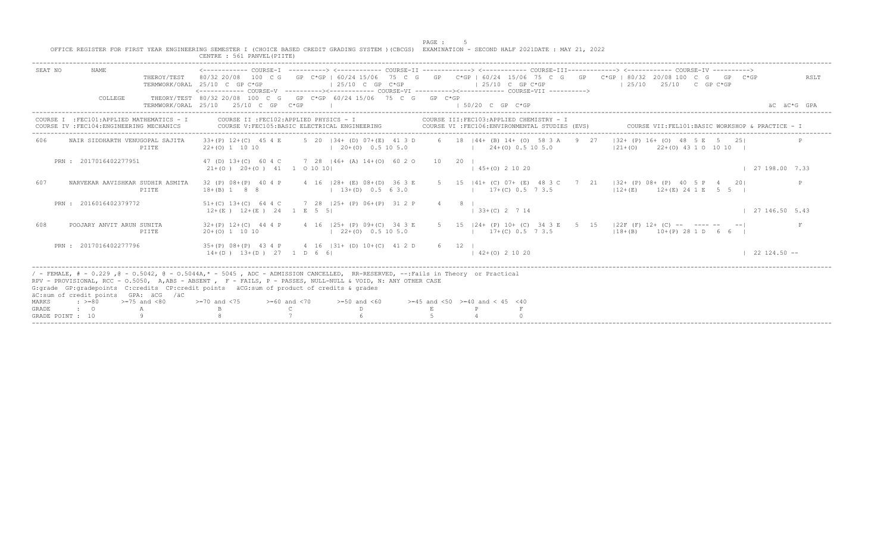OFFICE REGISTER FOR FIRST YEAR ENGINEERING SEMESTER I (CHOICE BASED CREDIT GRADING SYSTEM )(CBCGS) EXAMINATION - SECOND HALF 2021DATE : MAY 21, 2022

CENTRE : 561 PANVEL(PIITE)

```
SEAT NO      NAME                   <------------ COURSE-I  ----------> <------------ COURSE-II -------------> <------------ COURSE-III-------------> <------------ COURSE-IV ---------->
                        THEROY/TEST    80/32 20/08  100  C G   GP  C*GP | 60/24 15/06  75  C  G   GP   C*GP | 60/24  15/06  75  C  G   GP   C*GP | 80/32  20/08 100  C  G   GP  C*GP          RSLT
                        TERMWORK/ORAL  25/10  C  GP C*GP               | 25/10  C  GP  C*GP                | 25/10  C  GP C*GP                  | 25/10    25/10   C  GP C*GP
                                       <------------ COURSE-V  ----------><------------ COURSE-VI ----------><------------ COURSE-VII ---------->
             COLLEGE    THEORY/TEST    80/32 20/08  100  C  G   GP  C*GP  60/24 15/06  75  C  G   GP  C*GP
                        TERMWORK/ORAL  25/10    25/10  C  GP   C*GP    |                                   | 50/20  C  GP  C*GP                                                          äC  äC*G  GPA

COURSE I  :FEC101:APPLIED MATHEMATICS - I       COURSE II :FEC102:APPLIED PHYSICS - I               COURSE III:FEC103:APPLIED CHEMISTRY - I
COURSE IV :FEC104:ENGINEERING MECHANICS         COURSE V:FEC105:BASIC ELECTRICAL ENGINEERING        COURSE VI :FEC106:ENVIRONMENTAL STUDIES (EVS)        COURSE VII:FEL101:BASIC WORKSHOP & PRACTICE - I

606     NAIR SIDDHARTH VENUGOPAL SAJITA    33+(P) 12+(C)  45 4 E     5  20  |34+ (D) 07+(E)  41 3 D     6   18  |44+ (B) 14+ (O)  58 3 A    9  27   |32+ (P) 16+ (O)  48  5 E   5   25|            P
                             PIITE         22+(O) 1  10 10                  |  20+(O)  0.5 10 5.0              |   24+(O) 0.5 10 5.0              |21+(O)     22+(O) 43 1 O  10 10  |

    PRN : 2017016402277951                 47 (D) 13+(C)  60 4 C     7  28  |46+ (A) 14+(O)  60 2 O    10   20  |
                                            21+(O )  20+(O )  41   1  O 10 10|                                   | 45+(O) 2 10 20                                                      | 27 198.00  7.33

607     NARVEKAR AAVISHKAR SUDHIR ASMITA   32 (P) 08+(P)  40 4 P     4  16  |28+ (E) 08+(D)  36 3 E     5   15  |41+ (C) 07+ (E)  48 3 C    7  21   |32+ (P) 08+ (P)  40  5 P   4   20|            P
                             PIITE         18+(B) 1   8  8                  |  13+(D)  0.5  6 3.0              |   17+(C) 0.5  7 3.5              |12+(E)     12+(E) 24 1 E   5  5  |

    PRN : 2016016402379772                 51+(C) 13+(C)  64 4 C     7  28  |25+ (P) 06+(P)  31 2 P     4    8  |
                                            12+(E )  12+(E )  24   1  E  5  5|                                   | 33+(C) 2  7 14                                                      | 27 146.50  5.43

608     POOJARY ANVIT ARUN SUNITA          32+(P) 12+(C)  44 4 P     4  16  |25+ (P) 09+(C)  34 3 E     5   15  |24+ (P) 10+ (C)  34 3 E    5  15   |22F (F) 12+ (C) --   ---- --   --|            F
                             PIITE         20+(O) 1  10 10                  |  22+(O)  0.5 10 5.0              |   17+(C) 0.5  7 3.5              |18+(B)     10+(P) 28 1 D   6  6  |

    PRN : 2017016402277796                 35+(P) 08+(P)  43 4 P     4  16  |31+ (D) 10+(C)  41 2 D     6   12  |
                                            14+(D )  13+(D )  27   1  D  6  6|                                   | 42+(O) 2 10 20                                                      | 22 124.50 --
```

/ - FEMALE, # - 0.229 ,@ - O.5042, @ - O.5044A,* - 5045 , ADC - ADMISSION CANCELLED, RR-RESERVED, --:Fails in Theory or Practical
RPV - PROVISIONAL, RCC - O.5050, A,ABS - ABSENT , F - FAILS, P - PASSES, NULL-NULL & VOID, N: ANY OTHER CASE
G:grade GP:gradepoints C:credits CP:credit points äCG:sum of product of credits & grades
äC:sum of credit points GPA: äCG /äC

| MARKS | : >=80 | >=75 and <80 | >=70 and <75 | >=60 and <70 | >=50 and <60 | >=45 and <50 | >=40 and < 45 | <40 |
|---|---|---|---|---|---|---|---|---|
| GRADE | : O | A | B | C | D | E | P | F |
| GRADE POINT | : 10 | 9 | 8 | 7 | 6 | 5 | 4 | 0 |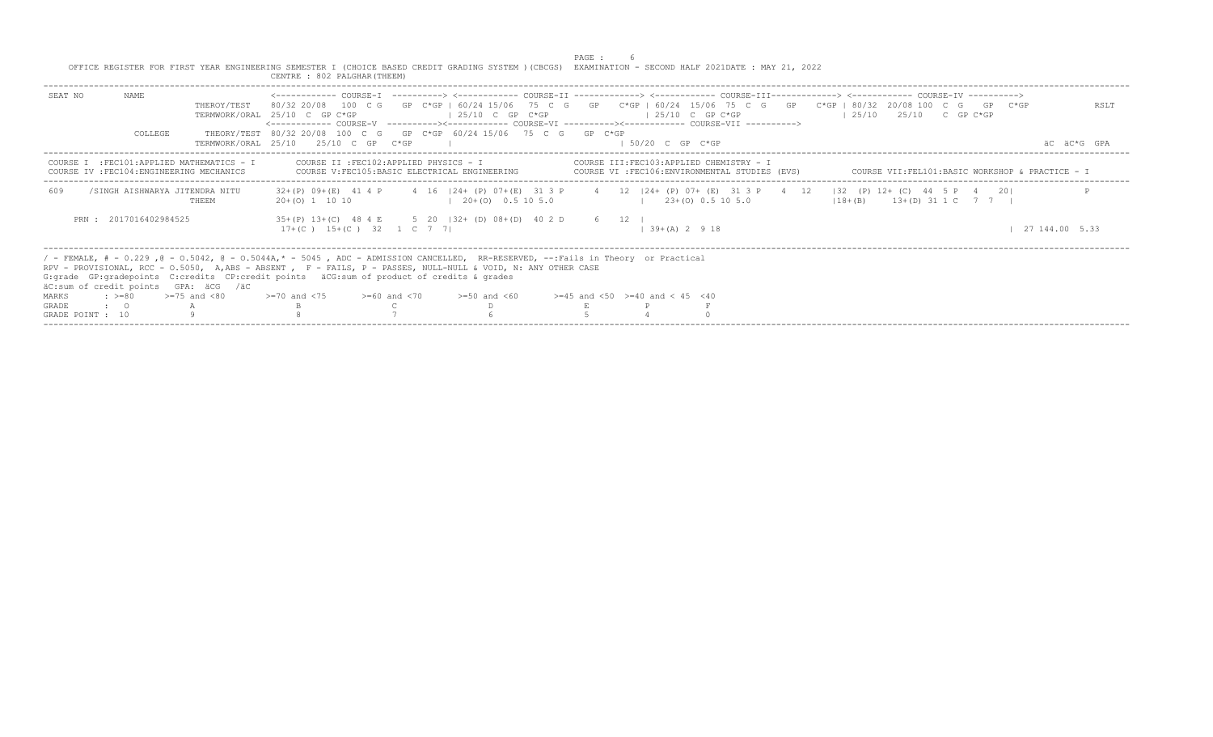OFFICE REGISTER FOR FIRST YEAR ENGINEERING SEMESTER I (CHOICE BASED CREDIT GRADING SYSTEM )(CBCGS) EXAMINATION - SECOND HALF 2021DATE : MAY 21, 2022

CENTRE : 802 PALGHAR(THEEM)

```
SEAT NO      NAME                       <------------ COURSE-I  ----------> <------------ COURSE-II -------------> <------------ COURSE-III-------------> <------------ COURSE-IV ---------->
                       THEROY/TEST    80/32 20/08  100  C G   GP  C*GP | 60/24 15/06  75  C  G   GP   C*GP | 60/24  15/06  75  C  G   GP   C*GP | 80/32  20/08 100  C  G   GP  C*GP        RSLT
                       TERMWORK/ORAL  25/10  C  GP C*GP                | 25/10  C  GP  C*GP              | 25/10  C  GP C*GP                 | 25/10    25/10   C  GP C*GP
                                      <------------ COURSE-V  ----------><------------ COURSE-VI ----------><------------ COURSE-VII ---------->
             COLLEGE   THEORY/TEST  80/32 20/08  100  C  G   GP  C*GP  60/24 15/06   75  C  G   GP  C*GP
                       TERMWORK/ORAL  25/10    25/10  C  GP   C*GP     |                                 | 50/20  C  GP  C*GP                                                       äC  äC*G  GPA

COURSE I  :FEC101:APPLIED MATHEMATICS - I        COURSE II :FEC102:APPLIED PHYSICS - I               COURSE III:FEC103:APPLIED CHEMISTRY - I
COURSE IV :FEC104:ENGINEERING MECHANICS          COURSE V:FEC105:BASIC ELECTRICAL ENGINEERING        COURSE VI :FEC106:ENVIRONMENTAL STUDIES (EVS)        COURSE VII:FEL101:BASIC WORKSHOP & PRACTICE - I

 609     /SINGH AISHWARYA JITENDRA NITU     32+(P) 09+(E)  41 4 P     4  16  |24+ (P) 07+(E)  31 3 P     4   12  |24+ (P) 07+ (E)  31 3 P    4  12   |32  (P) 12+ (C)  44  5 P   4    20|            P
                               THEEM        20+(O) 1  10 10                  |  20+(O)  0.5 10 5.0               |   23+(O) 0.5 10 5.0                |18+(B)     13+(D) 31 1 C   7  7  |

     PRN : 2017016402984525                 35+(P) 13+(C)  48 4 E      5  20  |32+ (D) 08+(D)  40 2 D      6   12  |
                                             17+(C )  15+(C )  32   1  C  7  7|                                    | 39+(A) 2  9 18                                                        | 27 144.00  5.33
```

/ - FEMALE, # - 0.229 ,@ - O.5042, @ - O.5044A,* - 5045 , ADC - ADMISSION CANCELLED, RR-RESERVED, --:Fails in Theory or Practical
RPV - PROVISIONAL, RCC - O.5050, A,ABS - ABSENT , F - FAILS, P - PASSES, NULL-NULL & VOID, N: ANY OTHER CASE
G:grade GP:gradepoints C:credits CP:credit points äCG:sum of product of credits & grades
äC:sum of credit points GPA: äCG /äC

| MARKS | : >=80 | >=75 and <80 | >=70 and <75 | >=60 and <70 | >=50 and <60 | >=45 and <50 | >=40 and < 45 | <40 |
|---|---|---|---|---|---|---|---|---|
| GRADE | : O | A | B | C | D | E | P | F |
| GRADE POINT | : 10 | 9 | 8 | 7 | 6 | 5 | 4 | 0 |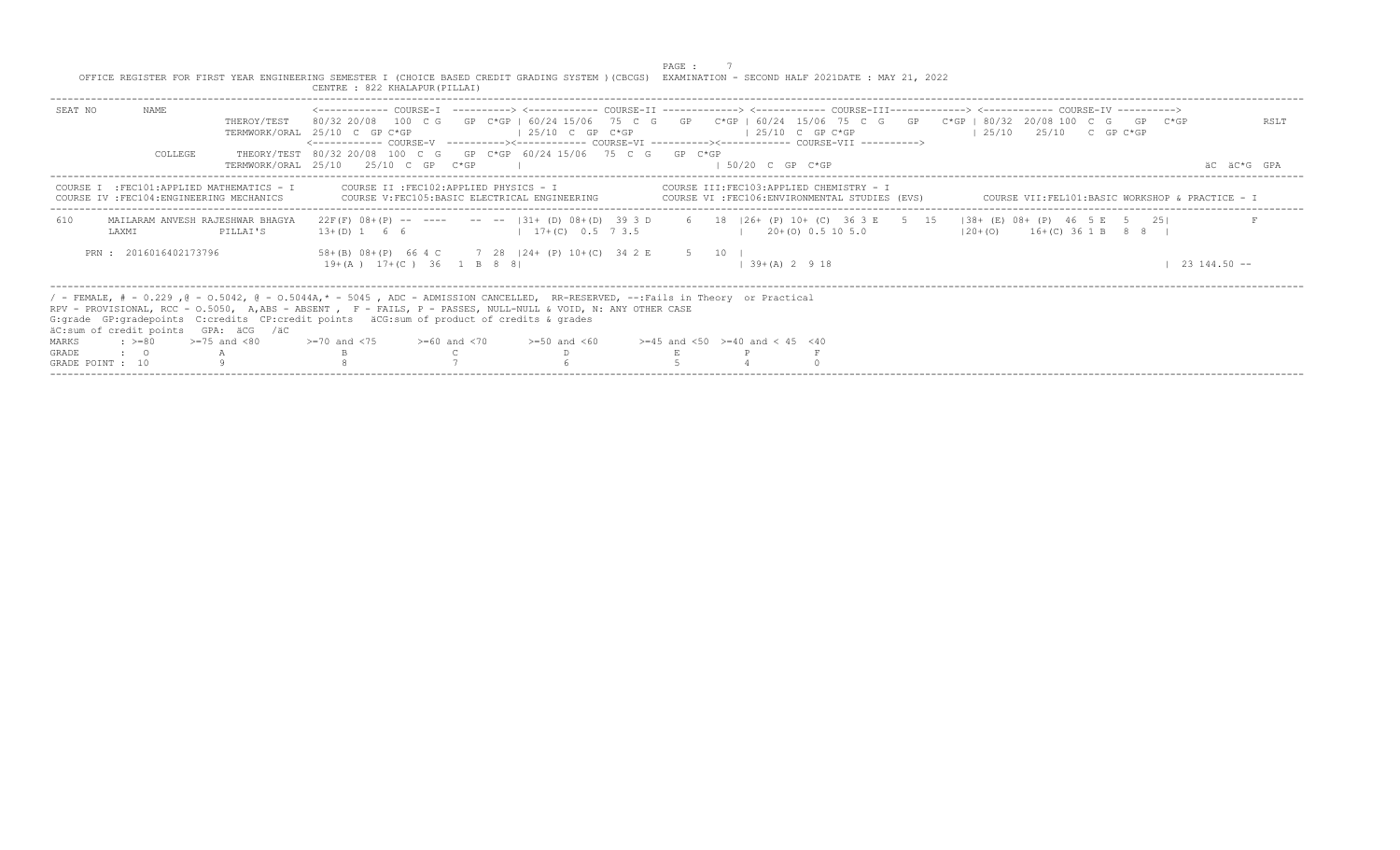OFFICE REGISTER FOR FIRST YEAR ENGINEERING SEMESTER I (CHOICE BASED CREDIT GRADING SYSTEM )(CBCGS) EXAMINATION - SECOND HALF 2021DATE : MAY 21, 2022

CENTRE : 822 KHALAPUR(PILLAI)

```
SEAT NO     NAME                   <------------ COURSE-I  ----------> <------------ COURSE-II -------------> <------------ COURSE-III------------> <------------ COURSE-IV ---------->
                     THEROY/TEST    80/32 20/08  100  C G    GP  C*GP | 60/24 15/06  75  C  G    GP   C*GP | 60/24  15/06  75  C  G    GP   C*GP | 80/32  20/08 100  C  G    GP  C*GP          RSLT
                     TERMWORK/ORAL  25/10  C  GP C*GP                 | 25/10  C  GP  C*GP                 | 25/10  C  GP C*GP                   | 25/10    25/10   C  GP C*GP
                                   <------------ COURSE-V  ----------><------------ COURSE-VI ----------><------------ COURSE-VII ---------->
            COLLEGE   THEORY/TEST  80/32 20/08  100  C  G    GP  C*GP  60/24 15/06   75  C  G    GP  C*GP
                     TERMWORK/ORAL 25/10    25/10  C  GP   C*GP       |                                     | 50/20  C  GP  C*GP                                                        äC  äC*G  GPA

COURSE I  :FEC101:APPLIED MATHEMATICS - I        COURSE II :FEC102:APPLIED PHYSICS - I              COURSE III:FEC103:APPLIED CHEMISTRY - I
COURSE IV :FEC104:ENGINEERING MECHANICS          COURSE V:FEC105:BASIC ELECTRICAL ENGINEERING       COURSE VI :FEC106:ENVIRONMENTAL STUDIES (EVS)        COURSE VII:FEL101:BASIC WORKSHOP & PRACTICE - I

 610     MAILARAM ANVESH RAJESHWAR BHAGYA   22F(F) 08+(P) --  ----    --  -- |31+ (D) 08+(D)  39 3 D     6   18 |26+ (P) 10+ (C)  36 3 E    5  15    |38+ (E) 08+ (P)  46  5 E   5   25|            F
         LAXMI                 PILLAI'S     13+(D) 1   6  6                  |  17+(C)  0.5  7 3.5                |    20+(O) 0.5 10 5.0                |20+(O)     16+(C) 36 1 B   8  8  |

     PRN : 2016016402173796                 58+(B) 08+(P)  66 4 C      7  28  |24+ (P) 10+(C)  34 2 E      5   10  |
                                             19+(A )  17+(C )  36   1  B  8  8|                                     | 39+(A) 2  9 18                                                    |  23 144.50 --
```

/ - FEMALE, # - 0.229 ,@ - O.5042, @ - O.5044A,* - 5045 , ADC - ADMISSION CANCELLED, RR-RESERVED, --:Fails in Theory or Practical

RPV - PROVISIONAL, RCC - O.5050, A,ABS - ABSENT , F - FAILS, P - PASSES, NULL-NULL & VOID, N: ANY OTHER CASE

G:grade GP:gradepoints C:credits CP:credit points äCG:sum of product of credits & grades

äC:sum of credit points GPA: äCG /äC

| MARKS | : >=80 | >=75 and <80 | >=70 and <75 | >=60 and <70 | >=50 and <60 | >=45 and <50 | >=40 and < 45 | <40 |
|---|---|---|---|---|---|---|---|---|
| GRADE | : O | A | B | C | D | E | P | F |
| GRADE POINT : | 10 | 9 | 8 | 7 | 6 | 5 | 4 | 0 |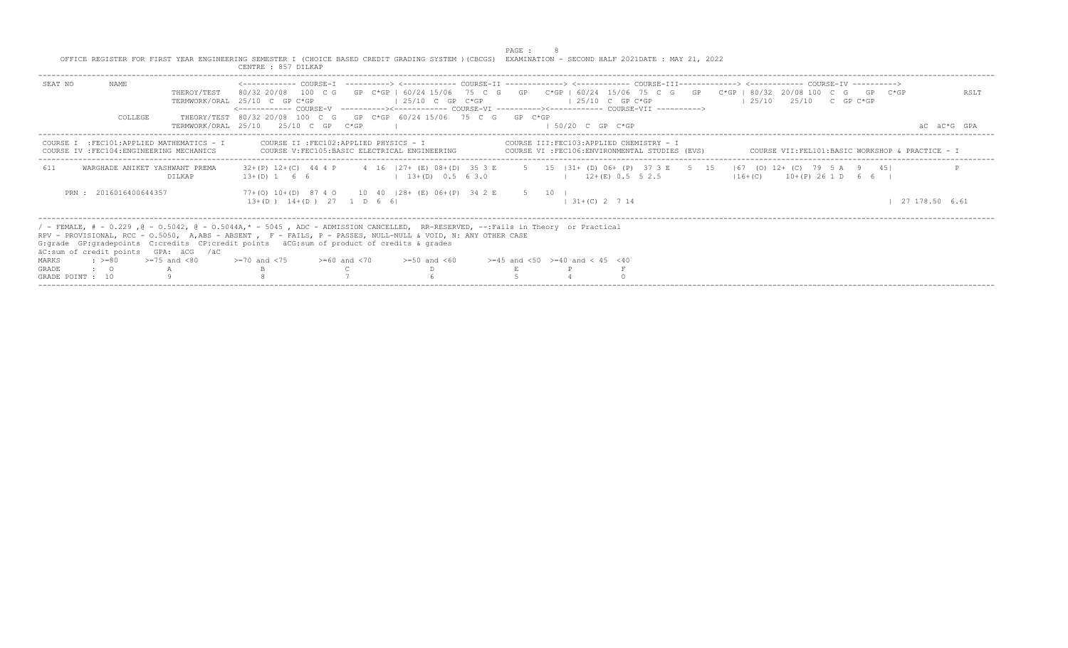OFFICE REGISTER FOR FIRST YEAR ENGINEERING SEMESTER I (CHOICE BASED CREDIT GRADING SYSTEM )(CBCGS) EXAMINATION - SECOND HALF 2021DATE : MAY 21, 2022

CENTRE : 857 DILKAP

```
SEAT NO     NAME                 <------------ COURSE-I  ----------> <------------ COURSE-II -------------> <------------ COURSE-III-------------> <------------ COURSE-IV ---------->
                    THEROY/TEST    80/32 20/08  100  C G   GP  C*GP | 60/24 15/06  75  C  G   GP   C*GP | 60/24  15/06  75  C  G   GP   C*GP | 80/32  20/08 100  C  G   GP  C*GP        RSLT
                    TERMWORK/ORAL  25/10  C  GP C*GP                | 25/10  C  GP  C*GP               | 25/10  C  GP C*GP                  | 25/10   25/10   C  GP C*GP
                                 <------------ COURSE-V  ----------><------------ COURSE-VI ----------><------------ COURSE-VII ---------->
            COLLEGE     THEORY/TEST  80/32 20/08  100  C  G   GP  C*GP  60/24 15/06   75  C  G   GP  C*GP
                    TERMWORK/ORAL  25/10    25/10  C  GP   C*GP    |                                  | 50/20  C  GP  C*GP                                                         äC  äC*G  GPA

COURSE I  :FEC101:APPLIED MATHEMATICS - I      COURSE II :FEC102:APPLIED PHYSICS - I            COURSE III:FEC103:APPLIED CHEMISTRY - I
COURSE IV :FEC104:ENGINEERING MECHANICS        COURSE V:FEC105:BASIC ELECTRICAL ENGINEERING     COURSE VI :FEC106:ENVIRONMENTAL STUDIES (EVS)      COURSE VII:FEL101:BASIC WORKSHOP & PRACTICE - I

 611     WARGHADE ANIKET YASHWANT PREMA    32+(P) 12+(C)  44 4 P     4  16  |27+ (E) 08+(D)  35 3 E     5   15  |31+ (D) 06+ (P)  37 3 E    5  15   |67  (O) 12+ (C)  79  5 A   9   45|            P
                        DILKAP         13+(D) 1   6  6                  |  13+(D)  0.5  6 3.0             |   12+(E) 0.5  5 2.5                |16+(C)     10+(P) 26 1 D   6  6  |

    PRN : 2016016400644357             77+(O) 10+(D)  87 4 O     10  40  |28+ (E) 06+(P)  34 2 E     5   10  |
                                        13+(D )  14+(D )  27   1  D  6  6|                                   | 31+(C) 2   7 14                                                          | 27 178.50  6.61
```

/ - FEMALE, # - 0.229 ,@ - O.5042, @ - O.5044A,* - 5045 , ADC - ADMISSION CANCELLED, RR-RESERVED, --:Fails in Theory or Practical
RPV - PROVISIONAL, RCC - O.5050, A,ABS - ABSENT , F - FAILS, P - PASSES, NULL-NULL & VOID, N: ANY OTHER CASE
G:grade GP:gradepoints C:credits CP:credit points äCG:sum of product of credits & grades
äC:sum of credit points GPA: äCG /äC

| MARKS | : >=80 | >=75 and <80 | >=70 and <75 | >=60 and <70 | >=50 and <60 | >=45 and <50 | >=40 and < 45 | <40 |
|---|---|---|---|---|---|---|---|---|
| GRADE | : O | A | B | C | D | E | P | F |
| GRADE POINT : | 10 | 9 | 8 | 7 | 6 | 5 | 4 | 0 |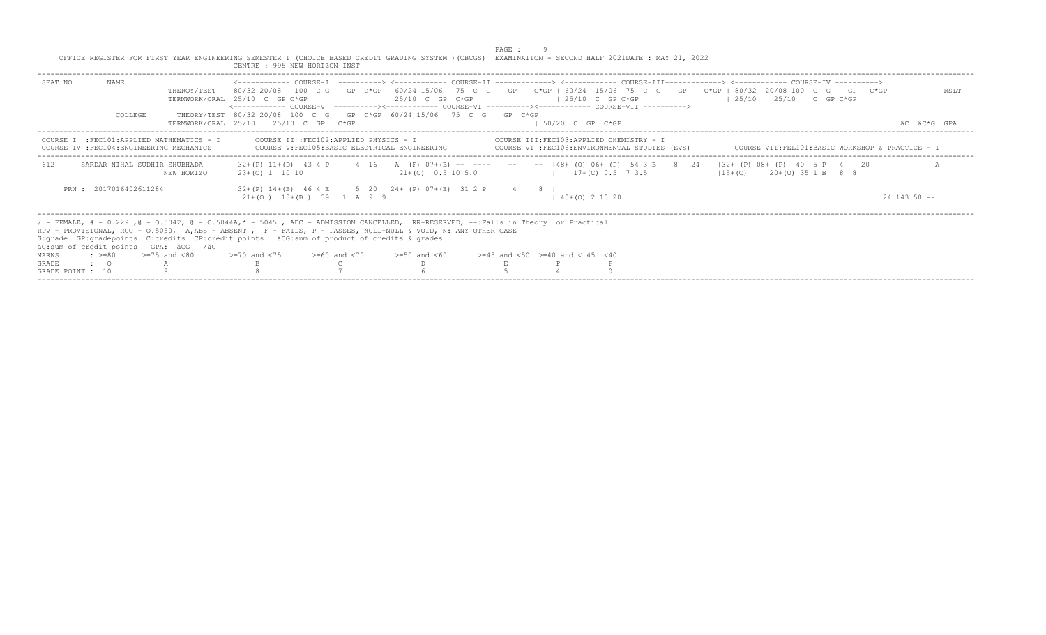OFFICE REGISTER FOR FIRST YEAR ENGINEERING SEMESTER I (CHOICE BASED CREDIT GRADING SYSTEM )(CBCGS) EXAMINATION - SECOND HALF 2021DATE : MAY 21, 2022

CENTRE : 995 NEW HORIZON INST

```
SEAT NO      NAME                   <------------ COURSE-I  ----------> <------------ COURSE-II -------------> <------------ COURSE-III-------------> <------------ COURSE-IV ---------->
                      THEROY/TEST    80/32 20/08  100  C G    GP  C*GP | 60/24 15/06   75  C  G    GP    C*GP | 60/24  15/06  75  C  G    GP    C*GP | 80/32  20/08 100  C  G    GP   C*GP            RSLT
                      TERMWORK/ORAL  25/10  C  GP C*GP                 | 25/10  C  GP  C*GP                   | 25/10  C  GP C*GP                   | 25/10    25/10    C  GP C*GP
                                    <------------ COURSE-V  ----------><------------ COURSE-VI ----------><------------ COURSE-VII ---------->
             COLLEGE   THEORY/TEST  80/32 20/08  100  C  G    GP  C*GP  60/24 15/06   75  C  G    GP  C*GP
                      TERMWORK/ORAL 25/10    25/10  C  GP   C*GP      |                                   | 50/20  C  GP  C*GP                                                                       äC  äC*G  GPA
```

```
COURSE I  :FEC101:APPLIED MATHEMATICS - I        COURSE II :FEC102:APPLIED PHYSICS - I               COURSE III:FEC103:APPLIED CHEMISTRY - I
COURSE IV :FEC104:ENGINEERING MECHANICS          COURSE V:FEC105:BASIC ELECTRICAL ENGINEERING        COURSE VI :FEC106:ENVIRONMENTAL STUDIES (EVS)        COURSE VII:FEL101:BASIC WORKSHOP & PRACTICE - I
```

```
612      SARDAR NIHAL SUDHIR SHUBHADA      32+(P) 11+(D)  43 4 P      4  16  | A  (F) 07+(E) -- ----   --    -- |48+ (O) 06+ (P)  54 3 B    8  24   |32+ (P) 08+ (P)  40  5 P   4    20|             A
                          NEW HORIZO       23+(O) 1  10 10                   |  21+(O)  0.5 10 5.0                |   17+(C) 0.5  7 3.5                 |15+(C)     20+(O) 35 1 B   8  8   |

   PRN : 2017016402611284                  32+(P) 14+(B)  46 4 E      5  20  |24+ (P) 07+(E)  31 2 P      4     8  |
                                            21+(O )  18+(B )  39   1  A  9  9|                                       | 40+(O) 2 10 20                                                              | 24 143.50 --
```

/ - FEMALE, # - 0.229 ,@ - O.5042, @ - O.5044A,* - 5045 , ADC - ADMISSION CANCELLED, RR-RESERVED, --:Fails in Theory or Practical
RPV - PROVISIONAL, RCC - O.5050, A,ABS - ABSENT , F - FAILS, P - PASSES, NULL-NULL & VOID, N: ANY OTHER CASE
G:grade GP:gradepoints C:credits CP:credit points äCG:sum of product of credits & grades
äC:sum of credit points GPA: äCG /äC

| MARKS | : >=80 | >=75 and <80 | >=70 and <75 | >=60 and <70 | >=50 and <60 | >=45 and <50 | >=40 and < 45 | <40 |
|---|---|---|---|---|---|---|---|---|
| GRADE | : O | A | B | C | D | E | P | F |
| GRADE POINT : | 10 | 9 | 8 | 7 | 6 | 5 | 4 | 0 |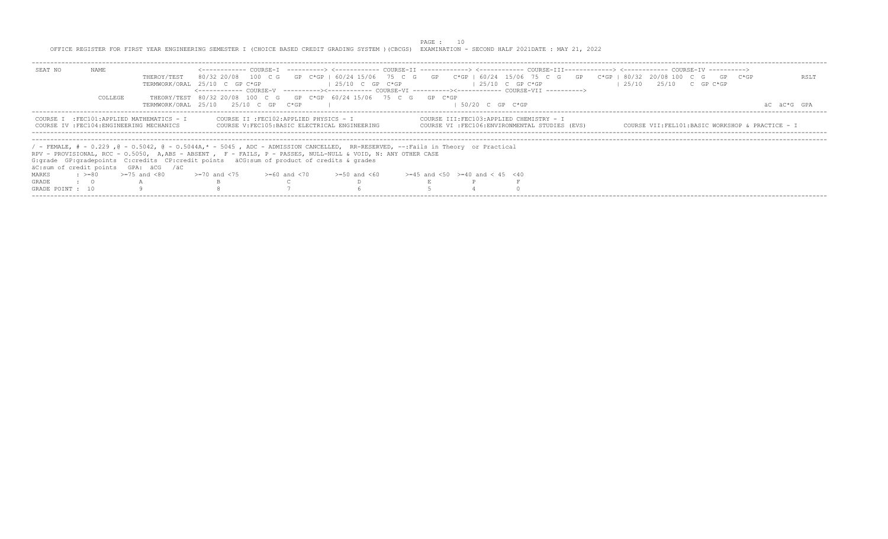OFFICE REGISTER FOR FIRST YEAR ENGINEERING SEMESTER I (CHOICE BASED CREDIT GRADING SYSTEM )(CBCGS) EXAMINATION - SECOND HALF 2021DATE : MAY 21, 2022

```
SEAT NO        NAME                       <------------ COURSE-I  ----------> <------------ COURSE-II -------------> <------------ COURSE-III------------> <------------ COURSE-IV ---------->
                     THEROY/TEST    80/32 20/08  100  C G    GP  C*GP | 60/24 15/06   75  C  G    GP    C*GP | 60/24  15/06  75  C  G    GP    C*GP | 80/32  20/08 100  C  G    GP   C*GP            RSLT
                     TERMWORK/ORAL  25/10  C  GP C*GP                 | 25/10  C  GP  C*GP                   | 25/10  C  GP C*GP                   | 25/10    25/10    C  GP C*GP
                                    <------------ COURSE-V  ----------><------------ COURSE-VI ----------><------------ COURSE-VII ---------->
               COLLEGE     THEORY/TEST  80/32 20/08  100  C  G    GP  C*GP  60/24 15/06   75  C  G    GP  C*GP
                     TERMWORK/ORAL  25/10    25/10  C  GP   C*GP    |                                    | 50/20  C  GP  C*GP                                                                  äC  äC*G  GPA
```

COURSE I :FEC101:APPLIED MATHEMATICS - I  
COURSE II :FEC102:APPLIED PHYSICS - I  
COURSE III:FEC103:APPLIED CHEMISTRY - I  
COURSE IV :FEC104:ENGINEERING MECHANICS  
COURSE V:FEC105:BASIC ELECTRICAL ENGINEERING  
COURSE VI :FEC106:ENVIRONMENTAL STUDIES (EVS)  
COURSE VII:FEL101:BASIC WORKSHOP & PRACTICE - I

/ - FEMALE, # - 0.229 ,@ - 0.5042, @ - 0.5044A,* - 5045 , ADC - ADMISSION CANCELLED, RR-RESERVED, --:Fails in Theory or Practical  
RPV - PROVISIONAL, RCC - 0.5050, A,ABS - ABSENT , F - FAILS, P - PASSES, NULL-NULL & VOID, N: ANY OTHER CASE  
G:grade GP:gradepoints C:credits CP:credit points äCG:sum of product of credits & grades  
äC:sum of credit points GPA: äCG /äC

| | | | | | | | | |
|---|---|---|---|---|---|---|---|---|
| MARKS | : >=80 | >=75 and <80 | >=70 and <75 | >=60 and <70 | >=50 and <60 | >=45 and <50 | >=40 and < 45 | <40 |
| GRADE | : O | A | B | C | D | E | P | F |
| GRADE POINT | : 10 | 9 | 8 | 7 | 6 | 5 | 4 | 0 |